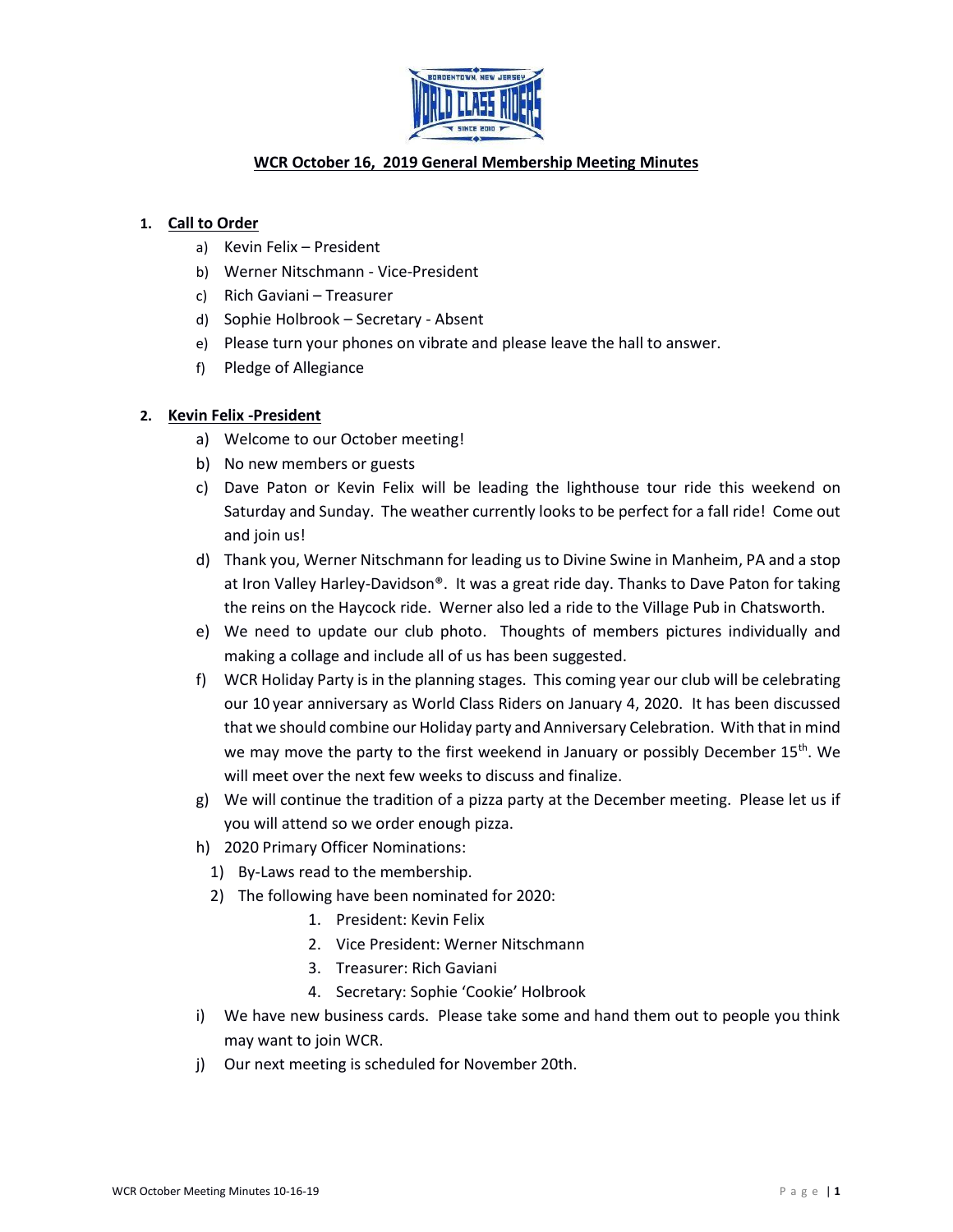## WCR October 16, 2019 General Membership Meeting Minutes

1. **Call to Order**
   a) Kevin Felix – President
   b) Werner Nitschmann - Vice-President
   c) Rich Gaviani – Treasurer
   d) Sophie Holbrook – Secretary - Absent
   e) Please turn your phones on vibrate and please leave the hall to answer.
   f) Pledge of Allegiance

2. **Kevin Felix -President**
   a) Welcome to our October meeting!
   b) No new members or guests
   c) Dave Paton or Kevin Felix will be leading the lighthouse tour ride this weekend on Saturday and Sunday. The weather currently looks to be perfect for a fall ride! Come out and join us!
   d) Thank you, Werner Nitschmann for leading us to Divine Swine in Manheim, PA and a stop at Iron Valley Harley-Davidson®. It was a great ride day. Thanks to Dave Paton for taking the reins on the Haycock ride. Werner also led a ride to the Village Pub in Chatsworth.
   e) We need to update our club photo. Thoughts of members pictures individually and making a collage and include all of us has been suggested.
   f) WCR Holiday Party is in the planning stages. This coming year our club will be celebrating our 10 year anniversary as World Class Riders on January 4, 2020. It has been discussed that we should combine our Holiday party and Anniversary Celebration. With that in mind we may move the party to the first weekend in January or possibly December 15th. We will meet over the next few weeks to discuss and finalize.
   g) We will continue the tradition of a pizza party at the December meeting. Please let us if you will attend so we order enough pizza.
   h) 2020 Primary Officer Nominations:
      1) By-Laws read to the membership.
      2) The following have been nominated for 2020:
         1. President: Kevin Felix
         2. Vice President: Werner Nitschmann
         3. Treasurer: Rich Gaviani
         4. Secretary: Sophie 'Cookie' Holbrook
   i) We have new business cards. Please take some and hand them out to people you think may want to join WCR.
   j) Our next meeting is scheduled for November 20th.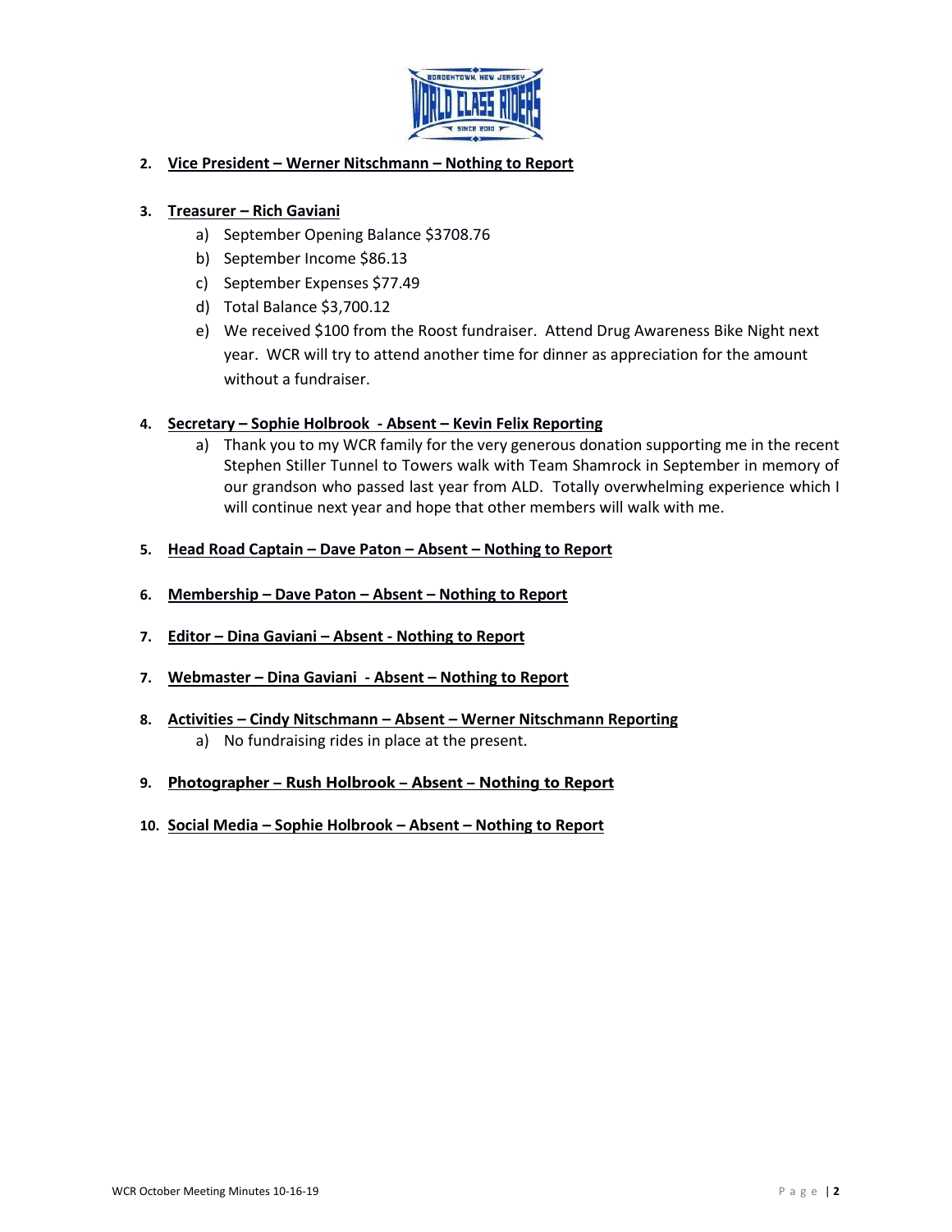2. **Vice President – Werner Nitschmann – Nothing to Report**

3. **Treasurer – Rich Gaviani**
    a) September Opening Balance $3708.76
    b) September Income $86.13
    c) September Expenses $77.49
    d) Total Balance $3,700.12
    e) We received $100 from the Roost fundraiser. Attend Drug Awareness Bike Night next year. WCR will try to attend another time for dinner as appreciation for the amount without a fundraiser.

4. **Secretary – Sophie Holbrook - Absent – Kevin Felix Reporting**
    a) Thank you to my WCR family for the very generous donation supporting me in the recent Stephen Stiller Tunnel to Towers walk with Team Shamrock in September in memory of our grandson who passed last year from ALD. Totally overwhelming experience which I will continue next year and hope that other members will walk with me.

5. **Head Road Captain – Dave Paton – Absent – Nothing to Report**

6. **Membership – Dave Paton – Absent – Nothing to Report**

7. **Editor – Dina Gaviani – Absent - Nothing to Report**

7. **Webmaster – Dina Gaviani - Absent – Nothing to Report**

8. **Activities – Cindy Nitschmann – Absent – Werner Nitschmann Reporting**
    a) No fundraising rides in place at the present.

9. **Photographer – Rush Holbrook – Absent – Nothing to Report**

10. **Social Media – Sophie Holbrook – Absent – Nothing to Report**